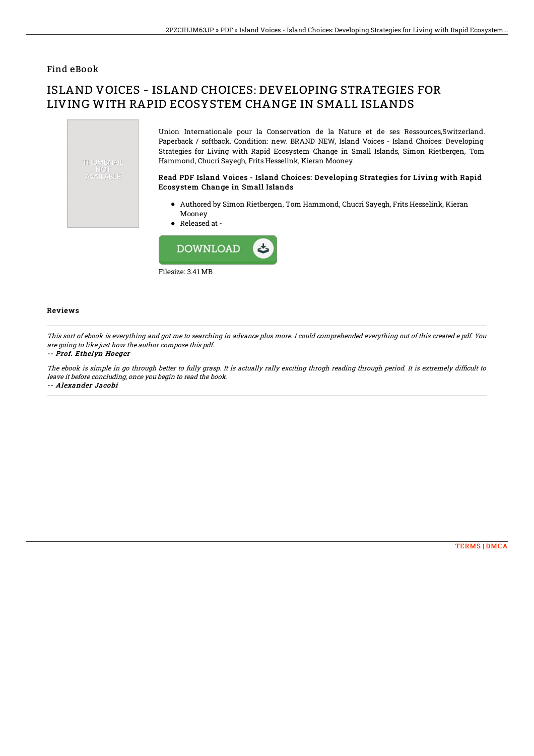## Find eBook

# ISLAND VOICES - ISLAND CHOICES: DEVELOPING STRATEGIES FOR LIVING WITH RAPID ECOSYSTEM CHANGE IN SMALL ISLANDS

Union Internationale pour la Conservation de la Nature et de ses Ressources,Switzerland. Paperback / softback. Condition: new. BRAND NEW, Island Voices - Island Choices: Developing Strategies for Living with Rapid Ecosystem Change in Small Islands, Simon Rietbergen, Tom Hammond, Chucri Sayegh, Frits Hesselink, Kieran Mooney.

### Read PDF Island Voices - Island Choices: Developing Strategies for Living with Rapid Ecosystem Change in Small Islands

- Authored by Simon Rietbergen, Tom Hammond, Chucri Sayegh, Frits Hesselink, Kieran Mooney
- Released at -

Filesize: 3.41 MB

### Reviews

*This sort of ebook is everything and got me to searching in advance plus more. I could comprehended everything out of this created e pdf. You are going to like just how the author compose this pdf.*

-- ***Prof. Ethelyn Hoeger***

*The ebook is simple in go through better to fully grasp. It is actually rally exciting throgh reading through period. It is extremely difficult to leave it before concluding, once you begin to read the book.*

-- ***Alexander Jacobi***

TERMS | DMCA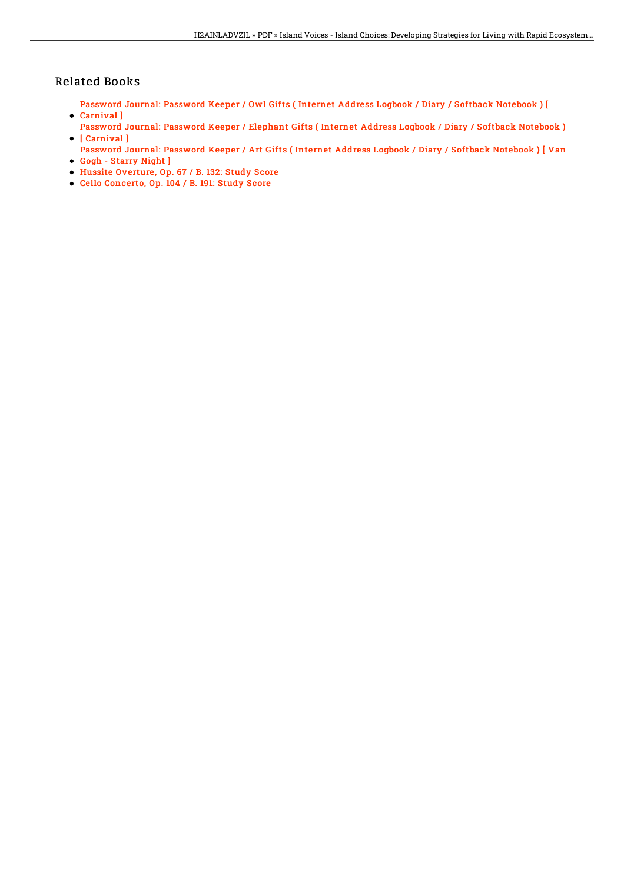## Related Books

- Password Journal: Password Keeper / Owl Gifts ( Internet Address Logbook / Diary / Softback Notebook ) [ Carnival ]
- Password Journal: Password Keeper / Elephant Gifts ( Internet Address Logbook / Diary / Softback Notebook ) [ Carnival ]
- Password Journal: Password Keeper / Art Gifts ( Internet Address Logbook / Diary / Softback Notebook ) [ Van Gogh - Starry Night ]
- Hussite Overture, Op. 67 / B. 132: Study Score
- Cello Concerto, Op. 104 / B. 191: Study Score